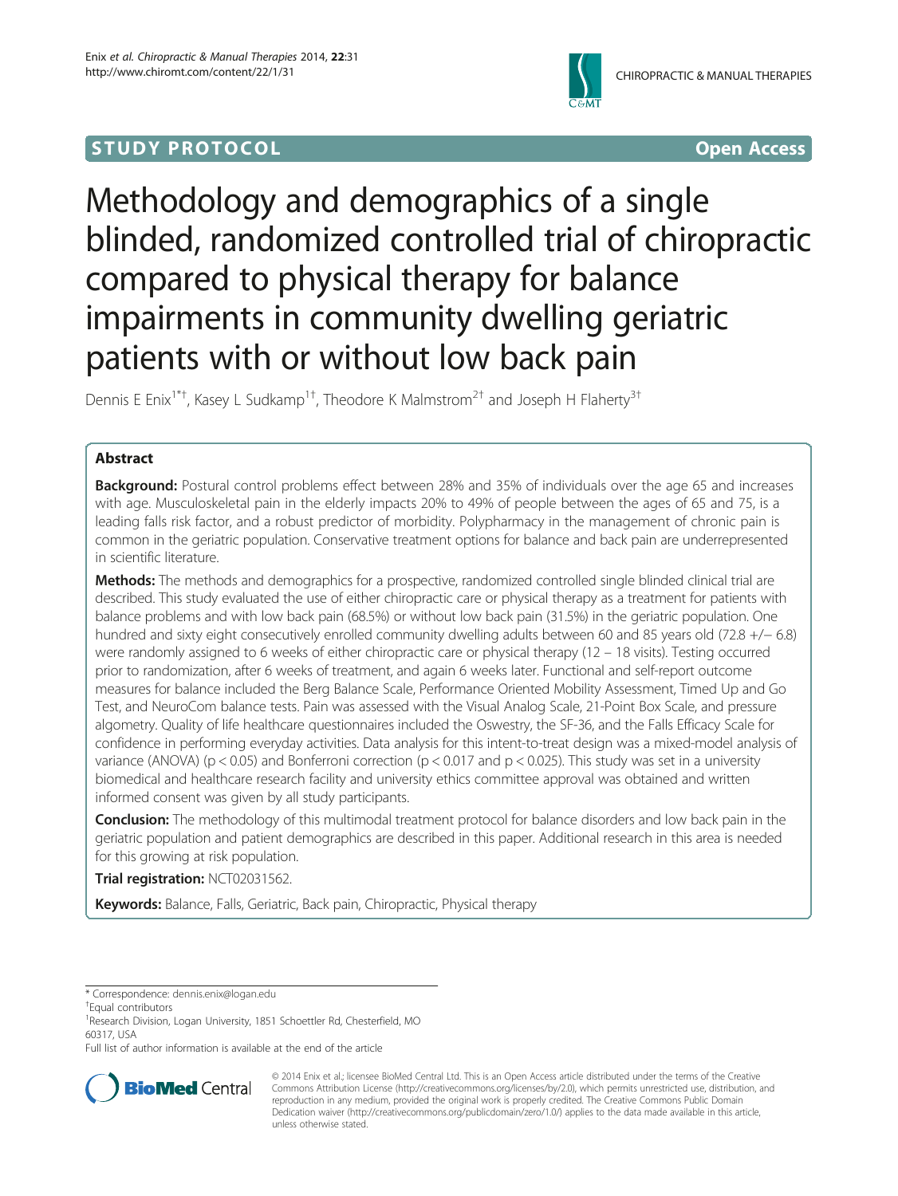STUDY PROTOCOL **Open Access**

# Methodology and demographics of a single blinded, randomized controlled trial of chiropractic compared to physical therapy for balance impairments in community dwelling geriatric patients with or without low back pain

Dennis E Enix[1*†], Kasey L Sudkamp[1†], Theodore K Malmstrom[2†] and Joseph H Flaherty[3†]

## Abstract

**Background:** Postural control problems effect between 28% and 35% of individuals over the age 65 and increases with age. Musculoskeletal pain in the elderly impacts 20% to 49% of people between the ages of 65 and 75, is a leading falls risk factor, and a robust predictor of morbidity. Polypharmacy in the management of chronic pain is common in the geriatric population. Conservative treatment options for balance and back pain are underrepresented in scientific literature.

**Methods:** The methods and demographics for a prospective, randomized controlled single blinded clinical trial are described. This study evaluated the use of either chiropractic care or physical therapy as a treatment for patients with balance problems and with low back pain (68.5%) or without low back pain (31.5%) in the geriatric population. One hundred and sixty eight consecutively enrolled community dwelling adults between 60 and 85 years old (72.8 +/− 6.8) were randomly assigned to 6 weeks of either chiropractic care or physical therapy (12 – 18 visits). Testing occurred prior to randomization, after 6 weeks of treatment, and again 6 weeks later. Functional and self-report outcome measures for balance included the Berg Balance Scale, Performance Oriented Mobility Assessment, Timed Up and Go Test, and NeuroCom balance tests. Pain was assessed with the Visual Analog Scale, 21-Point Box Scale, and pressure algometry. Quality of life healthcare questionnaires included the Oswestry, the SF-36, and the Falls Efficacy Scale for confidence in performing everyday activities. Data analysis for this intent-to-treat design was a mixed-model analysis of variance (ANOVA) ($p < 0.05$) and Bonferroni correction ($p < 0.017$ and $p < 0.025$). This study was set in a university biomedical and healthcare research facility and university ethics committee approval was obtained and written informed consent was given by all study participants.

**Conclusion:** The methodology of this multimodal treatment protocol for balance disorders and low back pain in the geriatric population and patient demographics are described in this paper. Additional research in this area is needed for this growing at risk population.

**Trial registration:** NCT02031562.

**Keywords:** Balance, Falls, Geriatric, Back pain, Chiropractic, Physical therapy

\* Correspondence: dennis.enix@logan.edu

†Equal contributors

[1]Research Division, Logan University, 1851 Schoettler Rd, Chesterfield, MO 60317, USA

Full list of author information is available at the end of the article

© 2014 Enix et al.; licensee BioMed Central Ltd. This is an Open Access article distributed under the terms of the Creative Commons Attribution License (http://creativecommons.org/licenses/by/2.0), which permits unrestricted use, distribution, and reproduction in any medium, provided the original work is properly credited. The Creative Commons Public Domain Dedication waiver (http://creativecommons.org/publicdomain/zero/1.0/) applies to the data made available in this article, unless otherwise stated.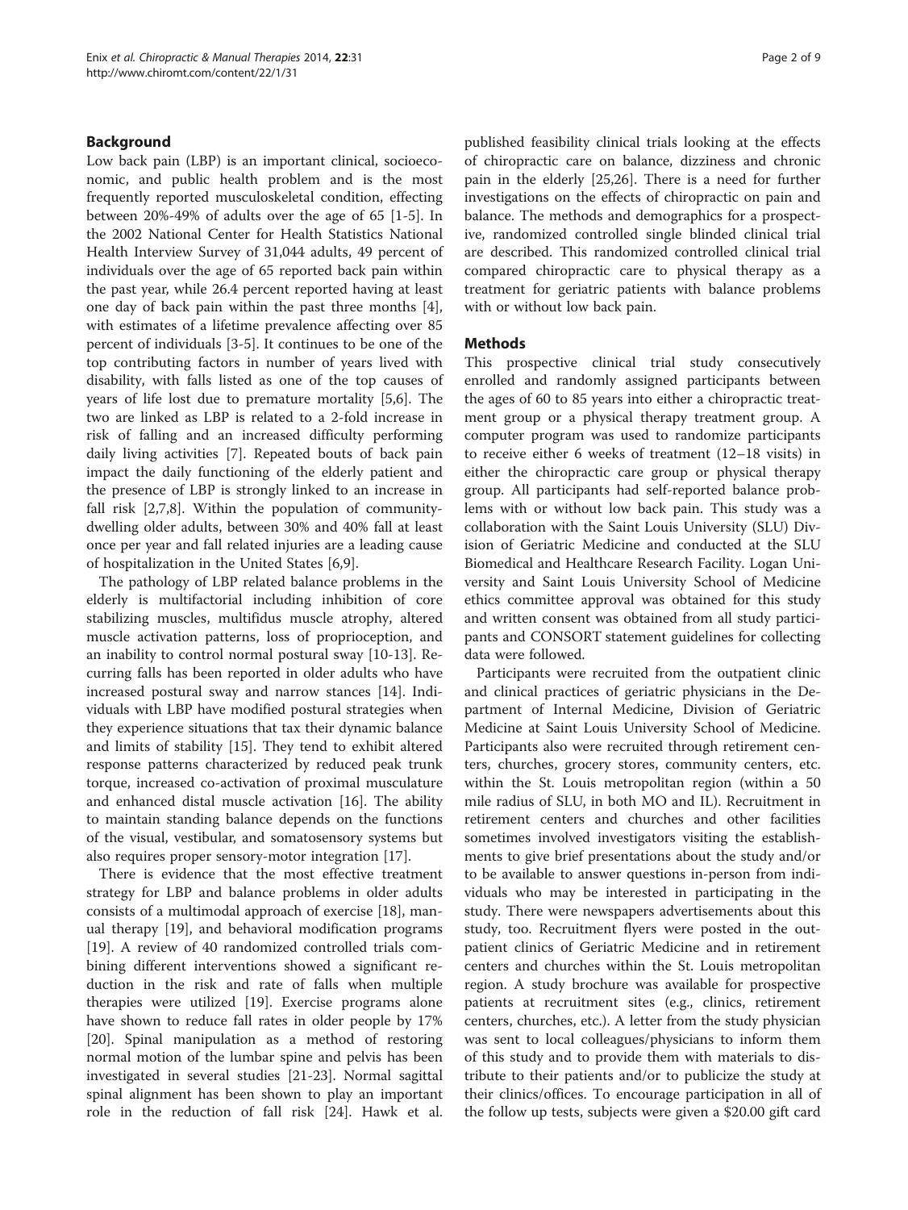## Background

Low back pain (LBP) is an important clinical, socioeconomic, and public health problem and is the most frequently reported musculoskeletal condition, effecting between 20%-49% of adults over the age of 65 [1-5]. In the 2002 National Center for Health Statistics National Health Interview Survey of 31,044 adults, 49 percent of individuals over the age of 65 reported back pain within the past year, while 26.4 percent reported having at least one day of back pain within the past three months [4], with estimates of a lifetime prevalence affecting over 85 percent of individuals [3-5]. It continues to be one of the top contributing factors in number of years lived with disability, with falls listed as one of the top causes of years of life lost due to premature mortality [5,6]. The two are linked as LBP is related to a 2-fold increase in risk of falling and an increased difficulty performing daily living activities [7]. Repeated bouts of back pain impact the daily functioning of the elderly patient and the presence of LBP is strongly linked to an increase in fall risk [2,7,8]. Within the population of community-dwelling older adults, between 30% and 40% fall at least once per year and fall related injuries are a leading cause of hospitalization in the United States [6,9].

The pathology of LBP related balance problems in the elderly is multifactorial including inhibition of core stabilizing muscles, multifidus muscle atrophy, altered muscle activation patterns, loss of proprioception, and an inability to control normal postural sway [10-13]. Recurring falls has been reported in older adults who have increased postural sway and narrow stances [14]. Individuals with LBP have modified postural strategies when they experience situations that tax their dynamic balance and limits of stability [15]. They tend to exhibit altered response patterns characterized by reduced peak trunk torque, increased co-activation of proximal musculature and enhanced distal muscle activation [16]. The ability to maintain standing balance depends on the functions of the visual, vestibular, and somatosensory systems but also requires proper sensory-motor integration [17].

There is evidence that the most effective treatment strategy for LBP and balance problems in older adults consists of a multimodal approach of exercise [18], manual therapy [19], and behavioral modification programs [19]. A review of 40 randomized controlled trials combining different interventions showed a significant reduction in the risk and rate of falls when multiple therapies were utilized [19]. Exercise programs alone have shown to reduce fall rates in older people by 17% [20]. Spinal manipulation as a method of restoring normal motion of the lumbar spine and pelvis has been investigated in several studies [21-23]. Normal sagittal spinal alignment has been shown to play an important role in the reduction of fall risk [24]. Hawk et al. published feasibility clinical trials looking at the effects of chiropractic care on balance, dizziness and chronic pain in the elderly [25,26]. There is a need for further investigations on the effects of chiropractic on pain and balance. The methods and demographics for a prospective, randomized controlled single blinded clinical trial are described. This randomized controlled clinical trial compared chiropractic care to physical therapy as a treatment for geriatric patients with balance problems with or without low back pain.

## Methods

This prospective clinical trial study consecutively enrolled and randomly assigned participants between the ages of 60 to 85 years into either a chiropractic treatment group or a physical therapy treatment group. A computer program was used to randomize participants to receive either 6 weeks of treatment (12–18 visits) in either the chiropractic care group or physical therapy group. All participants had self-reported balance problems with or without low back pain. This study was a collaboration with the Saint Louis University (SLU) Division of Geriatric Medicine and conducted at the SLU Biomedical and Healthcare Research Facility. Logan University and Saint Louis University School of Medicine ethics committee approval was obtained for this study and written consent was obtained from all study participants and CONSORT statement guidelines for collecting data were followed.

Participants were recruited from the outpatient clinic and clinical practices of geriatric physicians in the Department of Internal Medicine, Division of Geriatric Medicine at Saint Louis University School of Medicine. Participants also were recruited through retirement centers, churches, grocery stores, community centers, etc. within the St. Louis metropolitan region (within a 50 mile radius of SLU, in both MO and IL). Recruitment in retirement centers and churches and other facilities sometimes involved investigators visiting the establishments to give brief presentations about the study and/or to be available to answer questions in-person from individuals who may be interested in participating in the study. There were newspapers advertisements about this study, too. Recruitment flyers were posted in the outpatient clinics of Geriatric Medicine and in retirement centers and churches within the St. Louis metropolitan region. A study brochure was available for prospective patients at recruitment sites (e.g., clinics, retirement centers, churches, etc.). A letter from the study physician was sent to local colleagues/physicians to inform them of this study and to provide them with materials to distribute to their patients and/or to publicize the study at their clinics/offices. To encourage participation in all of the follow up tests, subjects were given a $20.00 gift card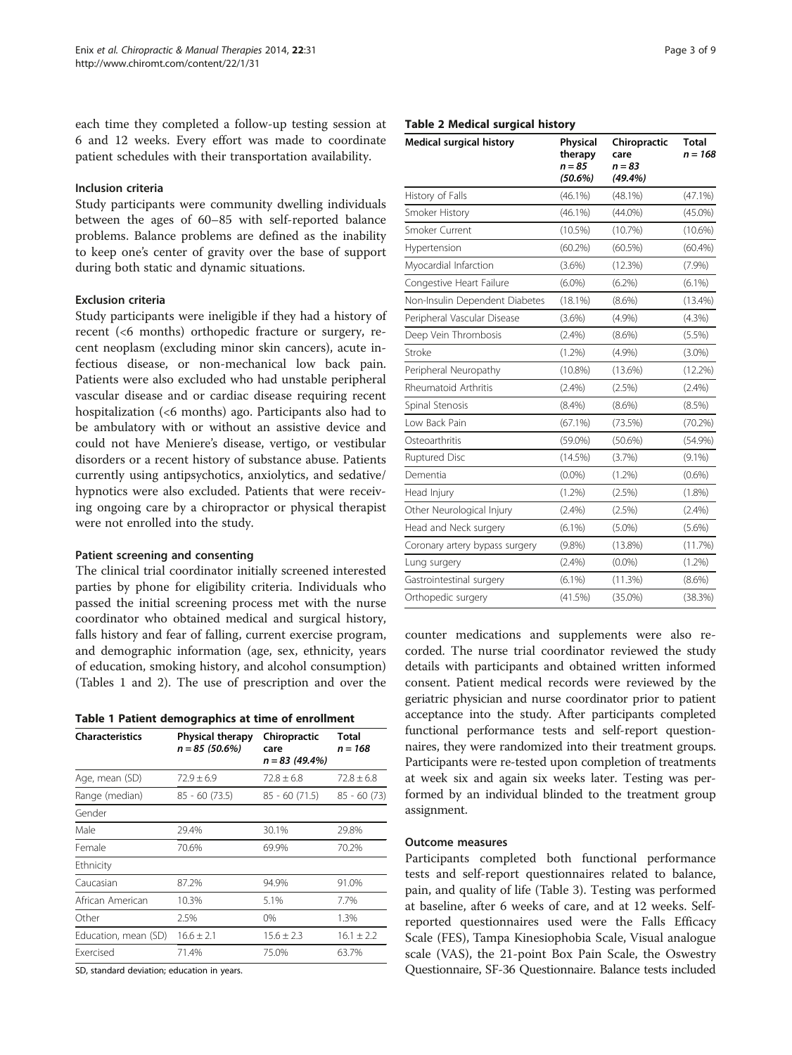each time they completed a follow-up testing session at 6 and 12 weeks. Every effort was made to coordinate patient schedules with their transportation availability.

### Inclusion criteria

Study participants were community dwelling individuals between the ages of 60–85 with self-reported balance problems. Balance problems are defined as the inability to keep one's center of gravity over the base of support during both static and dynamic situations.

### Exclusion criteria

Study participants were ineligible if they had a history of recent (<6 months) orthopedic fracture or surgery, recent neoplasm (excluding minor skin cancers), acute infectious disease, or non-mechanical low back pain. Patients were also excluded who had unstable peripheral vascular disease and or cardiac disease requiring recent hospitalization (<6 months) ago. Participants also had to be ambulatory with or without an assistive device and could not have Meniere's disease, vertigo, or vestibular disorders or a recent history of substance abuse. Patients currently using antipsychotics, anxiolytics, and sedative/hypnotics were also excluded. Patients that were receiving ongoing care by a chiropractor or physical therapist were not enrolled into the study.

### Patient screening and consenting

The clinical trial coordinator initially screened interested parties by phone for eligibility criteria. Individuals who passed the initial screening process met with the nurse coordinator who obtained medical and surgical history, falls history and fear of falling, current exercise program, and demographic information (age, sex, ethnicity, years of education, smoking history, and alcohol consumption) (Tables 1 and 2). The use of prescription and over the counter medications and supplements were also recorded. The nurse trial coordinator reviewed the study details with participants and obtained written informed consent. Patient medical records were reviewed by the geriatric physician and nurse coordinator prior to patient acceptance into the study. After participants completed functional performance tests and self-report questionnaires, they were randomized into their treatment groups. Participants were re-tested upon completion of treatments at week six and again six weeks later. Testing was performed by an individual blinded to the treatment group assignment.

**Table 1 Patient demographics at time of enrollment**

| Characteristics | Physical therapy *n* = 85 (50.6%) | Chiropractic care *n* = 83 (49.4%) | Total *n* = 168 |
|---|---|---|---|
| Age, mean (SD) | 72.9 ± 6.9 | 72.8 ± 6.8 | 72.8 ± 6.8 |
| Range (median) | 85 - 60 (73.5) | 85 - 60 (71.5) | 85 - 60 (73) |
| Gender | | | |
| Male | 29.4% | 30.1% | 29.8% |
| Female | 70.6% | 69.9% | 70.2% |
| Ethnicity | | | |
| Caucasian | 87.2% | 94.9% | 91.0% |
| African American | 10.3% | 5.1% | 7.7% |
| Other | 2.5% | 0% | 1.3% |
| Education, mean (SD) | 16.6 ± 2.1 | 15.6 ± 2.3 | 16.1 ± 2.2 |
| Exercised | 71.4% | 75.0% | 63.7% |

SD, standard deviation; education in years.

**Table 2 Medical surgical history**

| Medical surgical history | Physical therapy *n* = 85 (50.6%) | Chiropractic care *n* = 83 (49.4%) | Total *n* = 168 |
|---|---|---|---|
| History of Falls | (46.1%) | (48.1%) | (47.1%) |
| Smoker History | (46.1%) | (44.0%) | (45.0%) |
| Smoker Current | (10.5%) | (10.7%) | (10.6%) |
| Hypertension | (60.2%) | (60.5%) | (60.4%) |
| Myocardial Infarction | (3.6%) | (12.3%) | (7.9%) |
| Congestive Heart Failure | (6.0%) | (6.2%) | (6.1%) |
| Non-Insulin Dependent Diabetes | (18.1%) | (8.6%) | (13.4%) |
| Peripheral Vascular Disease | (3.6%) | (4.9%) | (4.3%) |
| Deep Vein Thrombosis | (2.4%) | (8.6%) | (5.5%) |
| Stroke | (1.2%) | (4.9%) | (3.0%) |
| Peripheral Neuropathy | (10.8%) | (13.6%) | (12.2%) |
| Rheumatoid Arthritis | (2.4%) | (2.5%) | (2.4%) |
| Spinal Stenosis | (8.4%) | (8.6%) | (8.5%) |
| Low Back Pain | (67.1%) | (73.5%) | (70.2%) |
| Osteoarthritis | (59.0%) | (50.6%) | (54.9%) |
| Ruptured Disc | (14.5%) | (3.7%) | (9.1%) |
| Dementia | (0.0%) | (1.2%) | (0.6%) |
| Head Injury | (1.2%) | (2.5%) | (1.8%) |
| Other Neurological Injury | (2.4%) | (2.5%) | (2.4%) |
| Head and Neck surgery | (6.1%) | (5.0%) | (5.6%) |
| Coronary artery bypass surgery | (9.8%) | (13.8%) | (11.7%) |
| Lung surgery | (2.4%) | (0.0%) | (1.2%) |
| Gastrointestinal surgery | (6.1%) | (11.3%) | (8.6%) |
| Orthopedic surgery | (41.5%) | (35.0%) | (38.3%) |

### Outcome measures

Participants completed both functional performance tests and self-report questionnaires related to balance, pain, and quality of life (Table 3). Testing was performed at baseline, after 6 weeks of care, and at 12 weeks. Self-reported questionnaires used were the Falls Efficacy Scale (FES), Tampa Kinesiophobia Scale, Visual analogue scale (VAS), the 21-point Box Pain Scale, the Oswestry Questionnaire, SF-36 Questionnaire. Balance tests included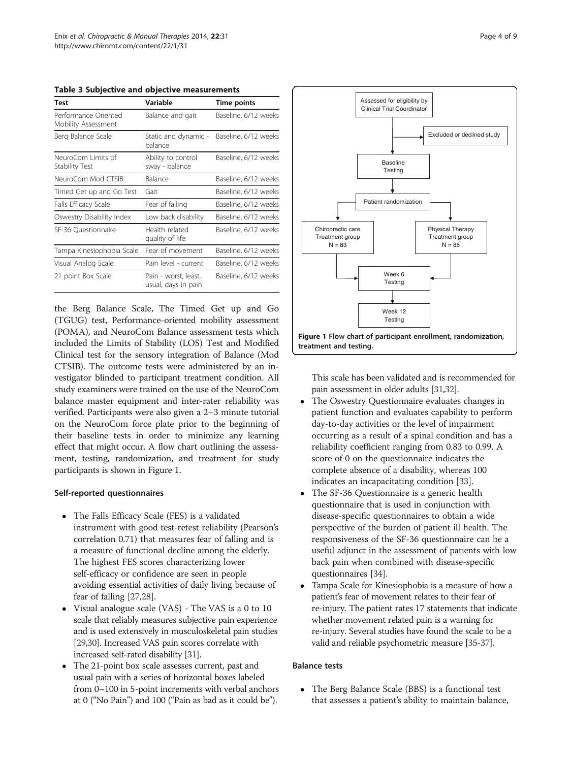**Table 3 Subjective and objective measurements**

| Test | Variable | Time points |
| --- | --- | --- |
| Performance Oriented Mobility Assessment | Balance and gait | Baseline, 6/12 weeks |
| Berg Balance Scale | Static and dynamic - balance | Baseline, 6/12 weeks |
| NeuroCom Limits of Stability Test | Ability to control sway - balance | Baseline, 6/12 weeks |
| NeuroCom Mod CTSIB | Balance | Baseline, 6/12 weeks |
| Timed Get up and Go Test | Gait | Baseline, 6/12 weeks |
| Falls Efficacy Scale | Fear of falling | Baseline, 6/12 weeks |
| Oswestry Disability Index | Low back disability | Baseline, 6/12 weeks |
| SF-36 Questionnaire | Health related quality of life | Baseline, 6/12 weeks |
| Tampa Kinesiophobia Scale | Fear of movement | Baseline, 6/12 weeks |
| Visual Analog Scale | Pain level - current | Baseline, 6/12 weeks |
| 21 point Box Scale | Pain - worst, least, usual, days in pain | Baseline, 6/12 weeks |

the Berg Balance Scale, The Timed Get up and Go (TGUG) test, Performance-oriented mobility assessment (POMA), and NeuroCom Balance assessment tests which included the Limits of Stability (LOS) Test and Modified Clinical test for the sensory integration of Balance (Mod CTSIB). The outcome tests were administered by an investigator blinded to participant treatment condition. All study examiners were trained on the use of the NeuroCom balance master equipment and inter-rater reliability was verified. Participants were also given a 2–3 minute tutorial on the NeuroCom force plate prior to the beginning of their baseline tests in order to minimize any learning effect that might occur. A flow chart outlining the assessment, testing, randomization, and treatment for study participants is shown in Figure 1.

Assessed for eligibility by Clinical Trial Coordinator → Excluded or declined study; Baseline Testing → Patient randomization → Chiropractic care Treatment group N = 83 / Physical Therapy Treatment group N = 85 → Week 6 Testing → Week 12 Testing

**Figure 1 Flow chart of participant enrollment, randomization, treatment and testing.**

### Self-reported questionnaires

- The Falls Efficacy Scale (FES) is a validated instrument with good test-retest reliability (Pearson's correlation 0.71) that measures fear of falling and is a measure of functional decline among the elderly. The highest FES scores characterizing lower self-efficacy or confidence are seen in people avoiding essential activities of daily living because of fear of falling [27,28].
- Visual analogue scale (VAS) - The VAS is a 0 to 10 scale that reliably measures subjective pain experience and is used extensively in musculoskeletal pain studies [29,30]. Increased VAS pain scores correlate with increased self-rated disability [31].
- The 21-point box scale assesses current, past and usual pain with a series of horizontal boxes labeled from 0–100 in 5-point increments with verbal anchors at 0 ("No Pain") and 100 ("Pain as bad as it could be"). This scale has been validated and is recommended for pain assessment in older adults [31,32].
- The Oswestry Questionnaire evaluates changes in patient function and evaluates capability to perform day-to-day activities or the level of impairment occurring as a result of a spinal condition and has a reliability coefficient ranging from 0.83 to 0.99. A score of 0 on the questionnaire indicates the complete absence of a disability, whereas 100 indicates an incapacitating condition [33].
- The SF-36 Questionnaire is a generic health questionnaire that is used in conjunction with disease-specific questionnaires to obtain a wide perspective of the burden of patient ill health. The responsiveness of the SF-36 questionnaire can be a useful adjunct in the assessment of patients with low back pain when combined with disease-specific questionnaires [34].
- Tampa Scale for Kinesiophobia is a measure of how a patient's fear of movement relates to their fear of re-injury. The patient rates 17 statements that indicate whether movement related pain is a warning for re-injury. Several studies have found the scale to be a valid and reliable psychometric measure [35-37].

### Balance tests

- The Berg Balance Scale (BBS) is a functional test that assesses a patient's ability to maintain balance,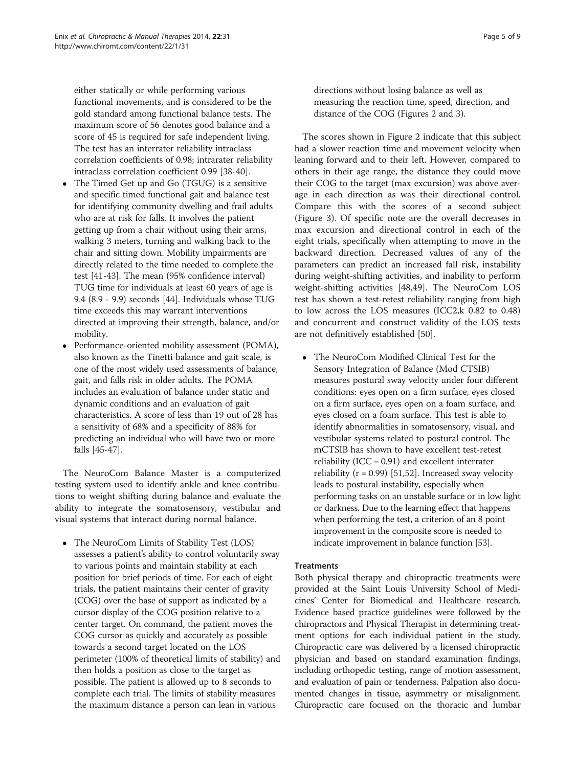either statically or while performing various functional movements, and is considered to be the gold standard among functional balance tests. The maximum score of 56 denotes good balance and a score of 45 is required for safe independent living. The test has an interrater reliability intraclass correlation coefficients of 0.98; intrarater reliability intraclass correlation coefficient 0.99 [38-40].

- The Timed Get up and Go (TGUG) is a sensitive and specific timed functional gait and balance test for identifying community dwelling and frail adults who are at risk for falls. It involves the patient getting up from a chair without using their arms, walking 3 meters, turning and walking back to the chair and sitting down. Mobility impairments are directly related to the time needed to complete the test [41-43]. The mean (95% confidence interval) TUG time for individuals at least 60 years of age is 9.4 (8.9 - 9.9) seconds [44]. Individuals whose TUG time exceeds this may warrant interventions directed at improving their strength, balance, and/or mobility.
- Performance-oriented mobility assessment (POMA), also known as the Tinetti balance and gait scale, is one of the most widely used assessments of balance, gait, and falls risk in older adults. The POMA includes an evaluation of balance under static and dynamic conditions and an evaluation of gait characteristics. A score of less than 19 out of 28 has a sensitivity of 68% and a specificity of 88% for predicting an individual who will have two or more falls [45-47].

The NeuroCom Balance Master is a computerized testing system used to identify ankle and knee contributions to weight shifting during balance and evaluate the ability to integrate the somatosensory, vestibular and visual systems that interact during normal balance.

- The NeuroCom Limits of Stability Test (LOS) assesses a patient's ability to control voluntarily sway to various points and maintain stability at each position for brief periods of time. For each of eight trials, the patient maintains their center of gravity (COG) over the base of support as indicated by a cursor display of the COG position relative to a center target. On command, the patient moves the COG cursor as quickly and accurately as possible towards a second target located on the LOS perimeter (100% of theoretical limits of stability) and then holds a position as close to the target as possible. The patient is allowed up to 8 seconds to complete each trial. The limits of stability measures the maximum distance a person can lean in various directions without losing balance as well as measuring the reaction time, speed, direction, and distance of the COG (Figures 2 and 3).

The scores shown in Figure 2 indicate that this subject had a slower reaction time and movement velocity when leaning forward and to their left. However, compared to others in their age range, the distance they could move their COG to the target (max excursion) was above average in each direction as was their directional control. Compare this with the scores of a second subject (Figure 3). Of specific note are the overall decreases in max excursion and directional control in each of the eight trials, specifically when attempting to move in the backward direction. Decreased values of any of the parameters can predict an increased fall risk, instability during weight-shifting activities, and inability to perform weight-shifting activities [48,49]. The NeuroCom LOS test has shown a test-retest reliability ranging from high to low across the LOS measures (ICC2,k 0.82 to 0.48) and concurrent and construct validity of the LOS tests are not definitively established [50].

- The NeuroCom Modified Clinical Test for the Sensory Integration of Balance (Mod CTSIB) measures postural sway velocity under four different conditions: eyes open on a firm surface, eyes closed on a firm surface, eyes open on a foam surface, and eyes closed on a foam surface. This test is able to identify abnormalities in somatosensory, visual, and vestibular systems related to postural control. The mCTSIB has shown to have excellent test-retest reliability (ICC = 0.91) and excellent interrater reliability (r = 0.99) [51,52]. Increased sway velocity leads to postural instability, especially when performing tasks on an unstable surface or in low light or darkness. Due to the learning effect that happens when performing the test, a criterion of an 8 point improvement in the composite score is needed to indicate improvement in balance function [53].

### Treatments

Both physical therapy and chiropractic treatments were provided at the Saint Louis University School of Medicines' Center for Biomedical and Healthcare research. Evidence based practice guidelines were followed by the chiropractors and Physical Therapist in determining treatment options for each individual patient in the study. Chiropractic care was delivered by a licensed chiropractic physician and based on standard examination findings, including orthopedic testing, range of motion assessment, and evaluation of pain or tenderness. Palpation also documented changes in tissue, asymmetry or misalignment. Chiropractic care focused on the thoracic and lumbar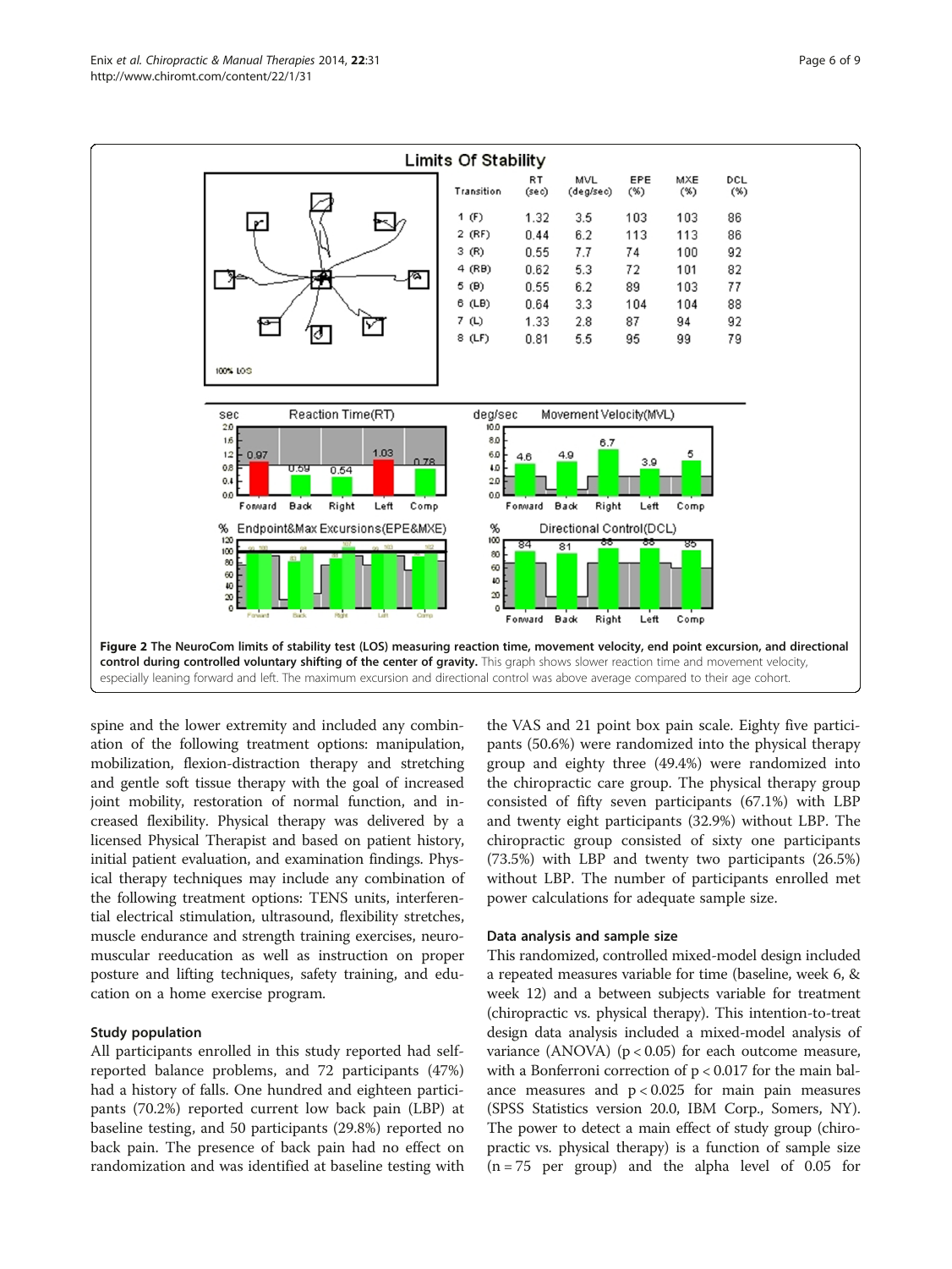Figure 2 The NeuroCom limits of stability test (LOS) measuring reaction time, movement velocity, end point excursion, and directional control during controlled voluntary shifting of the center of gravity. This graph shows slower reaction time and movement velocity, especially leaning forward and left. The maximum excursion and directional control was above average compared to their age cohort.

spine and the lower extremity and included any combination of the following treatment options: manipulation, mobilization, flexion-distraction therapy and stretching and gentle soft tissue therapy with the goal of increased joint mobility, restoration of normal function, and increased flexibility. Physical therapy was delivered by a licensed Physical Therapist and based on patient history, initial patient evaluation, and examination findings. Physical therapy techniques may include any combination of the following treatment options: TENS units, interferential electrical stimulation, ultrasound, flexibility stretches, muscle endurance and strength training exercises, neuromuscular reeducation as well as instruction on proper posture and lifting techniques, safety training, and education on a home exercise program.

### Study population

All participants enrolled in this study reported had self-reported balance problems, and 72 participants (47%) had a history of falls. One hundred and eighteen participants (70.2%) reported current low back pain (LBP) at baseline testing, and 50 participants (29.8%) reported no back pain. The presence of back pain had no effect on randomization and was identified at baseline testing with the VAS and 21 point box pain scale. Eighty five participants (50.6%) were randomized into the physical therapy group and eighty three (49.4%) were randomized into the chiropractic care group. The physical therapy group consisted of fifty seven participants (67.1%) with LBP and twenty eight participants (32.9%) without LBP. The chiropractic group consisted of sixty one participants (73.5%) with LBP and twenty two participants (26.5%) without LBP. The number of participants enrolled met power calculations for adequate sample size.

### Data analysis and sample size

This randomized, controlled mixed-model design included a repeated measures variable for time (baseline, week 6, & week 12) and a between subjects variable for treatment (chiropractic vs. physical therapy). This intention-to-treat design data analysis included a mixed-model analysis of variance (ANOVA) ($p < 0.05$) for each outcome measure, with a Bonferroni correction of $p < 0.017$ for the main balance measures and $p < 0.025$ for main pain measures (SPSS Statistics version 20.0, IBM Corp., Somers, NY). The power to detect a main effect of study group (chiropractic vs. physical therapy) is a function of sample size ($n = 75$ per group) and the alpha level of 0.05 for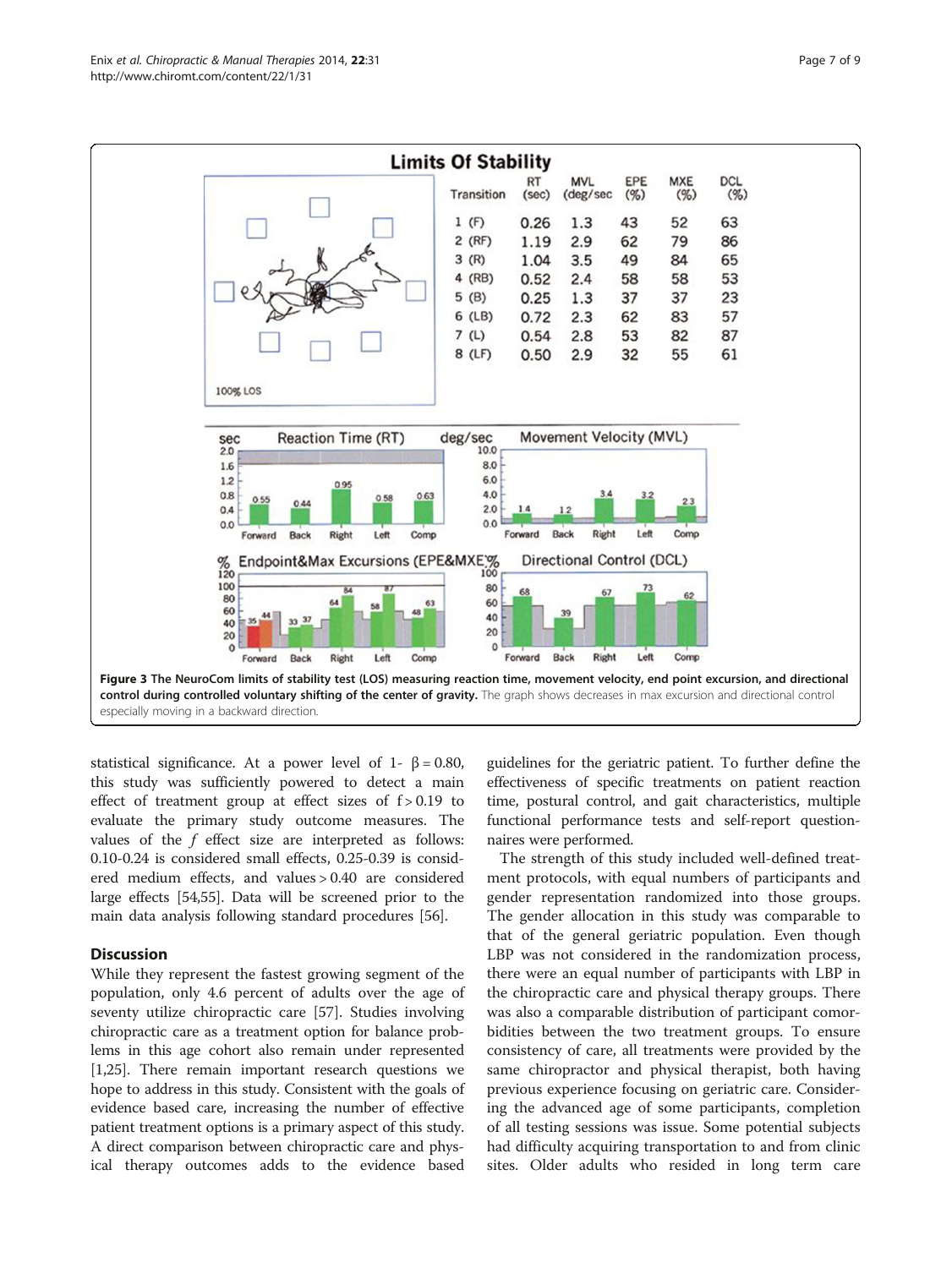**Figure 3 The NeuroCom limits of stability test (LOS) measuring reaction time, movement velocity, end point excursion, and directional control during controlled voluntary shifting of the center of gravity.** The graph shows decreases in max excursion and directional control especially moving in a backward direction.

statistical significance. At a power level of 1- β = 0.80, this study was sufficiently powered to detect a main effect of treatment group at effect sizes of f > 0.19 to evaluate the primary study outcome measures. The values of the *f* effect size are interpreted as follows: 0.10-0.24 is considered small effects, 0.25-0.39 is considered medium effects, and values > 0.40 are considered large effects [54,55]. Data will be screened prior to the main data analysis following standard procedures [56].

## Discussion

While they represent the fastest growing segment of the population, only 4.6 percent of adults over the age of seventy utilize chiropractic care [57]. Studies involving chiropractic care as a treatment option for balance problems in this age cohort also remain under represented [1,25]. There remain important research questions we hope to address in this study. Consistent with the goals of evidence based care, increasing the number of effective patient treatment options is a primary aspect of this study. A direct comparison between chiropractic care and physical therapy outcomes adds to the evidence based guidelines for the geriatric patient. To further define the effectiveness of specific treatments on patient reaction time, postural control, and gait characteristics, multiple functional performance tests and self-report questionnaires were performed.

The strength of this study included well-defined treatment protocols, with equal numbers of participants and gender representation randomized into those groups. The gender allocation in this study was comparable to that of the general geriatric population. Even though LBP was not considered in the randomization process, there were an equal number of participants with LBP in the chiropractic care and physical therapy groups. There was also a comparable distribution of participant comorbidities between the two treatment groups. To ensure consistency of care, all treatments were provided by the same chiropractor and physical therapist, both having previous experience focusing on geriatric care. Considering the advanced age of some participants, completion of all testing sessions was issue. Some potential subjects had difficulty acquiring transportation to and from clinic sites. Older adults who resided in long term care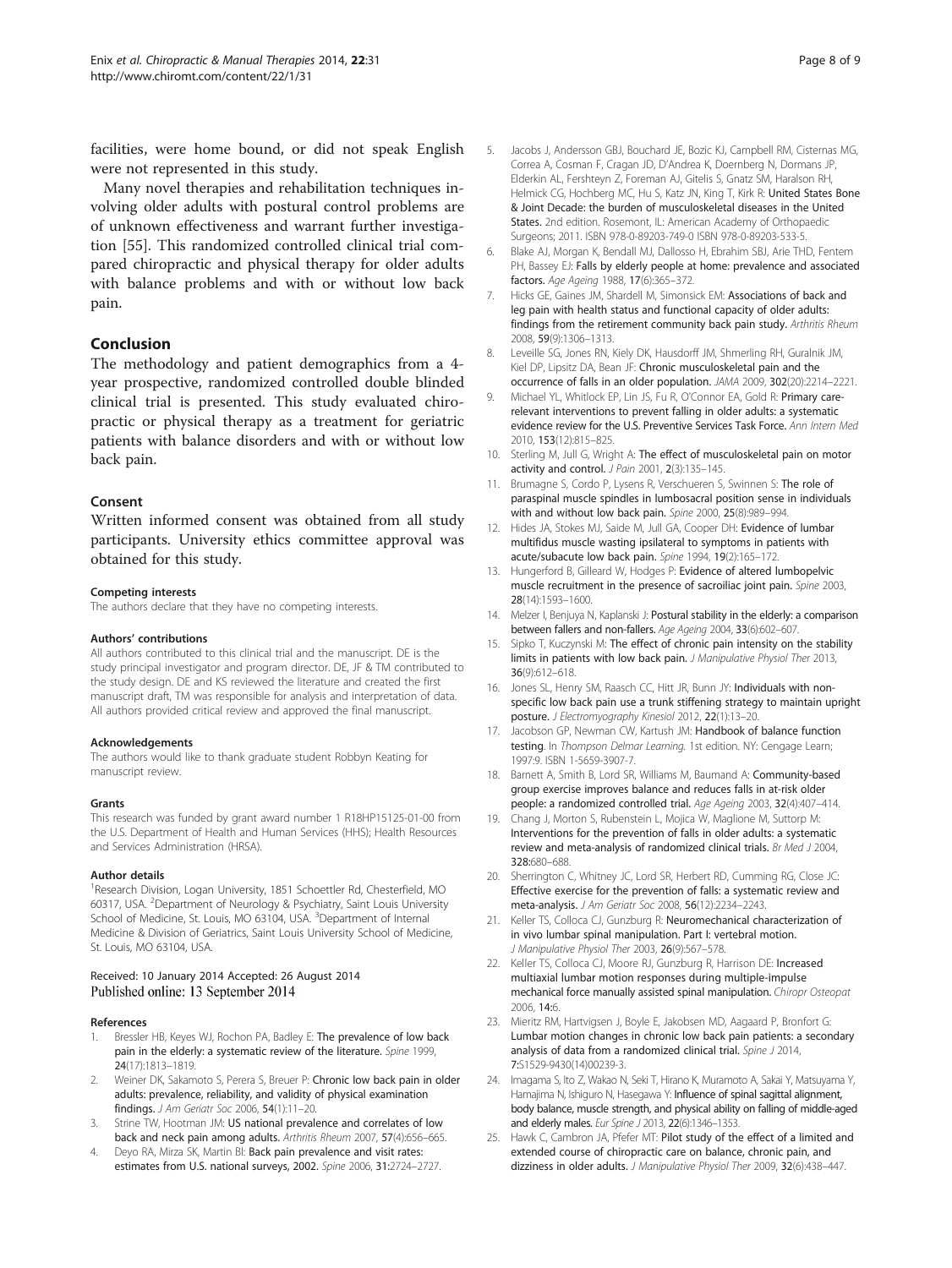facilities, were home bound, or did not speak English were not represented in this study.

Many novel therapies and rehabilitation techniques involving older adults with postural control problems are of unknown effectiveness and warrant further investigation [55]. This randomized controlled clinical trial compared chiropractic and physical therapy for older adults with balance problems and with or without low back pain.

## Conclusion

The methodology and patient demographics from a 4-year prospective, randomized controlled double blinded clinical trial is presented. This study evaluated chiropractic or physical therapy as a treatment for geriatric patients with balance disorders and with or without low back pain.

### Consent

Written informed consent was obtained from all study participants. University ethics committee approval was obtained for this study.

#### Competing interests

The authors declare that they have no competing interests.

#### Authors' contributions

All authors contributed to this clinical trial and the manuscript. DE is the study principal investigator and program director. DE, JF & TM contributed to the study design. DE and KS reviewed the literature and created the first manuscript draft, TM was responsible for analysis and interpretation of data. All authors provided critical review and approved the final manuscript.

#### Acknowledgements

The authors would like to thank graduate student Robbyn Keating for manuscript review.

#### Grants

This research was funded by grant award number 1 R18HP15125-01-00 from the U.S. Department of Health and Human Services (HHS); Health Resources and Services Administration (HRSA).

#### Author details

[1]Research Division, Logan University, 1851 Schoettler Rd, Chesterfield, MO 60317, USA. [2]Department of Neurology & Psychiatry, Saint Louis University School of Medicine, St. Louis, MO 63104, USA. [3]Department of Internal Medicine & Division of Geriatrics, Saint Louis University School of Medicine, St. Louis, MO 63104, USA.

Received: 10 January 2014 Accepted: 26 August 2014
Published online: 13 September 2014

#### References

1. Bressler HB, Keyes WJ, Rochon PA, Badley E: **The prevalence of low back pain in the elderly: a systematic review of the literature.** *Spine* 1999, **24**(17):1813–1819.
2. Weiner DK, Sakamoto S, Perera S, Breuer P: **Chronic low back pain in older adults: prevalence, reliability, and validity of physical examination findings.** *J Am Geriatr Soc* 2006, **54**(1):11–20.
3. Strine TW, Hootman JM: **US national prevalence and correlates of low back and neck pain among adults.** *Arthritis Rheum* 2007, **57**(4):656–665.
4. Deyo RA, Mirza SK, Martin BI: **Back pain prevalence and visit rates: estimates from U.S. national surveys, 2002.** *Spine* 2006, **31**:2724–2727.
5. Jacobs J, Andersson GBJ, Bouchard JE, Bozic KJ, Campbell RM, Cisternas MG, Correa A, Cosman F, Cragan JD, D'Andrea K, Doernberg N, Dormans JP, Elderkin AL, Fershteyn Z, Foreman AJ, Gitelis S, Gnatz SM, Haralson RH, Helmick CG, Hochberg MC, Hu S, Katz JN, King T, Kirk R: **United States Bone & Joint Decade: the burden of musculoskeletal diseases in the United States.** 2nd edition. Rosemont, IL: American Academy of Orthopaedic Surgeons; 2011. ISBN 978-0-89203-749-0 ISBN 978-0-89203-533-5.
6. Blake AJ, Morgan K, Bendall MJ, Dallosso H, Ebrahim SBJ, Arie THD, Fentem PH, Bassey EJ: **Falls by elderly people at home: prevalence and associated factors.** *Age Ageing* 1988, **17**(6):365–372.
7. Hicks GE, Gaines JM, Shardell M, Simonsick EM: **Associations of back and leg pain with health status and functional capacity of older adults: findings from the retirement community back pain study.** *Arthritis Rheum* 2008, **59**(9):1306–1313.
8. Leveille SG, Jones RN, Kiely DK, Hausdorff JM, Shmerling RH, Guralnik JM, Kiel DP, Lipsitz DA, Bean JF: **Chronic musculoskeletal pain and the occurrence of falls in an older population.** *JAMA* 2009, **302**(20):2214–2221.
9. Michael YL, Whitlock EP, Lin JS, Fu R, O'Connor EA, Gold R: **Primary care-relevant interventions to prevent falling in older adults: a systematic evidence review for the U.S. Preventive Services Task Force.** *Ann Intern Med* 2010, **153**(12):815–825.
10. Sterling M, Jull G, Wright A: **The effect of musculoskeletal pain on motor activity and control.** *J Pain* 2001, **2**(3):135–145.
11. Brumagne S, Cordo P, Lysens R, Verschueren S, Swinnen S: **The role of paraspinal muscle spindles in lumbosacral position sense in individuals with and without low back pain.** *Spine* 2000, **25**(8):989–994.
12. Hides JA, Stokes MJ, Saide M, Jull GA, Cooper DH: **Evidence of lumbar multifidus muscle wasting ipsilateral to symptoms in patients with acute/subacute low back pain.** *Spine* 1994, **19**(2):165–172.
13. Hungerford B, Gilleard W, Hodges P: **Evidence of altered lumbopelvic muscle recruitment in the presence of sacroiliac joint pain.** *Spine* 2003, **28**(14):1593–1600.
14. Melzer I, Benjuya N, Kaplanski J: **Postural stability in the elderly: a comparison between fallers and non-fallers.** *Age Ageing* 2004, **33**(6):602–607.
15. Sipko T, Kuczynski M: **The effect of chronic pain intensity on the stability limits in patients with low back pain.** *J Manipulative Physiol Ther* 2013, **36**(9):612–618.
16. Jones SL, Henry SM, Raasch CC, Hitt JR, Bunn JY: **Individuals with non-specific low back pain use a trunk stiffening strategy to maintain upright posture.** *J Electromyography Kinesiol* 2012, **22**(1):13–20.
17. Jacobson GP, Newman CW, Kartush JM: **Handbook of balance function testing**. In *Thompson Delmar Learning*. 1st edition. NY: Cengage Learn; 1997:9. ISBN 1-5659-3907-7.
18. Barnett A, Smith B, Lord SR, Williams M, Baumand A: **Community-based group exercise improves balance and reduces falls in at-risk older people: a randomized controlled trial.** *Age Ageing* 2003, **32**(4):407–414.
19. Chang J, Morton S, Rubenstein L, Mojica W, Maglione M, Suttorp M: **Interventions for the prevention of falls in older adults: a systematic review and meta-analysis of randomized clinical trials.** *Br Med J* 2004, **328**:680–688.
20. Sherrington C, Whitney JC, Lord SR, Herbert RD, Cumming RG, Close JC: **Effective exercise for the prevention of falls: a systematic review and meta-analysis.** *J Am Geriatr Soc* 2008, **56**(12):2234–2243.
21. Keller TS, Colloca CJ, Gunzburg R: **Neuromechanical characterization of in vivo lumbar spinal manipulation. Part I: vertebral motion.** *J Manipulative Physiol Ther* 2003, **26**(9):567–578.
22. Keller TS, Colloca CJ, Moore RJ, Gunzburg R, Harrison DE: **Increased multiaxial lumbar motion responses during multiple-impulse mechanical force manually assisted spinal manipulation.** *Chiropr Osteopat* 2006, **14**:6.
23. Mieritz RM, Hartvigsen J, Boyle E, Jakobsen MD, Aagaard P, Bronfort G: **Lumbar motion changes in chronic low back pain patients: a secondary analysis of data from a randomized clinical trial.** *Spine J* 2014, **7**:S1529-9430(14)00239-3.
24. Imagama S, Ito Z, Wakao N, Seki T, Hirano K, Muramoto A, Sakai Y, Matsuyama Y, Hamajima N, Ishiguro N, Hasegawa Y: **Influence of spinal sagittal alignment, body balance, muscle strength, and physical ability on falling of middle-aged and elderly males.** *Eur Spine J* 2013, **22**(6):1346–1353.
25. Hawk C, Cambron JA, Pfefer MT: **Pilot study of the effect of a limited and extended course of chiropractic care on balance, chronic pain, and dizziness in older adults.** *J Manipulative Physiol Ther* 2009, **32**(6):438–447.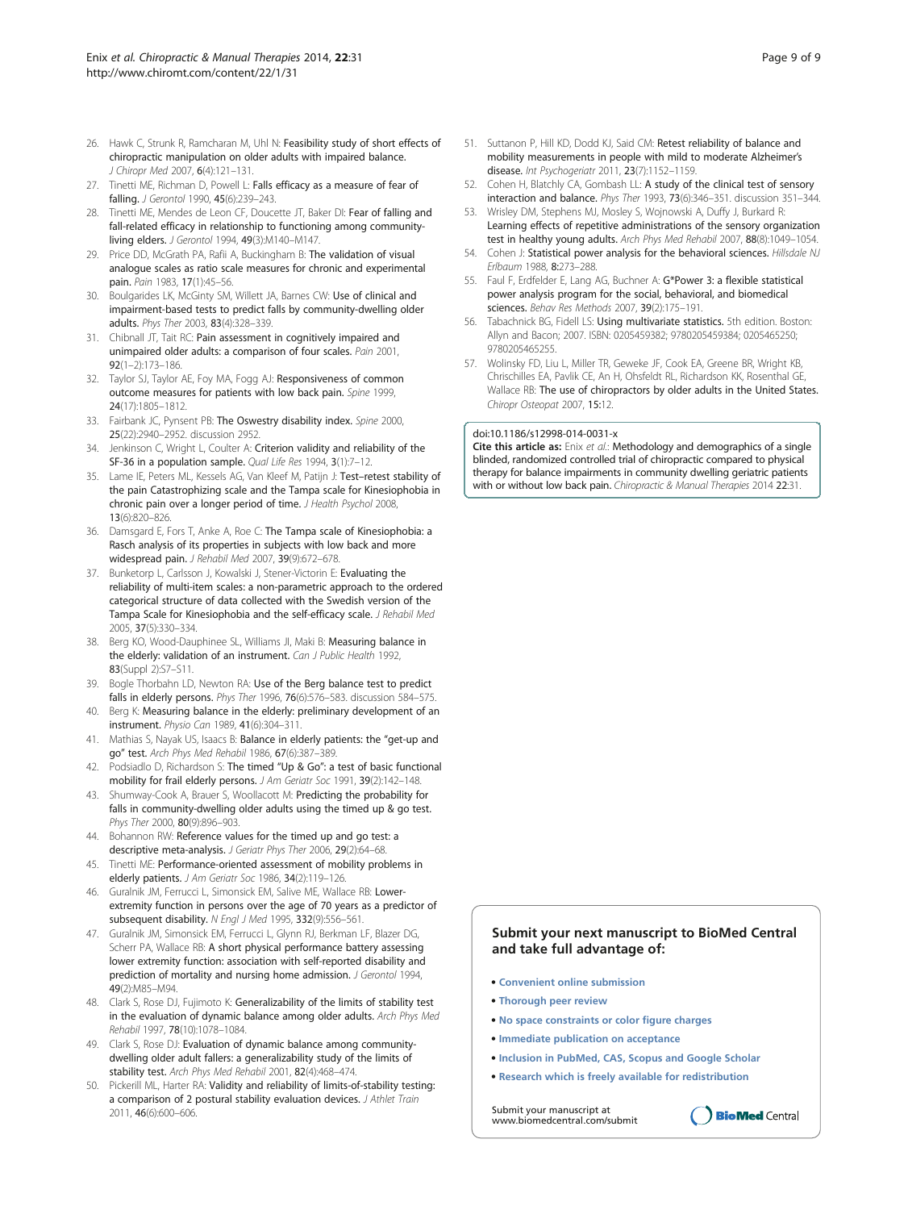26. Hawk C, Strunk R, Ramcharan M, Uhl N: **Feasibility study of short effects of chiropractic manipulation on older adults with impaired balance.** *J Chiropr Med* 2007, **6**(4):121–131.
27. Tinetti ME, Richman D, Powell L: **Falls efficacy as a measure of fear of falling.** *J Gerontol* 1990, **45**(6):239–243.
28. Tinetti ME, Mendes de Leon CF, Doucette JT, Baker DI: **Fear of falling and fall-related efficacy in relationship to functioning among community-living elders.** *J Gerontol* 1994, **49**(3):M140–M147.
29. Price DD, McGrath PA, Rafii A, Buckingham B: **The validation of visual analogue scales as ratio scale measures for chronic and experimental pain.** *Pain* 1983, **17**(1):45–56.
30. Boulgarides LK, McGinty SM, Willett JA, Barnes CW: **Use of clinical and impairment-based tests to predict falls by community-dwelling older adults.** *Phys Ther* 2003, **83**(4):328–339.
31. Chibnall JT, Tait RC: **Pain assessment in cognitively impaired and unimpaired older adults: a comparison of four scales.** *Pain* 2001, **92**(1–2):173–186.
32. Taylor SJ, Taylor AE, Foy MA, Fogg AJ: **Responsiveness of common outcome measures for patients with low back pain.** *Spine* 1999, **24**(17):1805–1812.
33. Fairbank JC, Pynsent PB: **The Oswestry disability index.** *Spine* 2000, **25**(22):2940–2952. discussion 2952.
34. Jenkinson C, Wright L, Coulter A: **Criterion validity and reliability of the SF-36 in a population sample.** *Qual Life Res* 1994, **3**(1):7–12.
35. Lame IE, Peters ML, Kessels AG, Van Kleef M, Patijn J: **Test–retest stability of the pain Catastrophizing scale and the Tampa scale for Kinesiophobia in chronic pain over a longer period of time.** *J Health Psychol* 2008, **13**(6):820–826.
36. Damsgard E, Fors T, Anke A, Roe C: **The Tampa scale of Kinesiophobia: a Rasch analysis of its properties in subjects with low back and more widespread pain.** *J Rehabil Med* 2007, **39**(9):672–678.
37. Bunketorp L, Carlsson J, Kowalski J, Stener-Victorin E: **Evaluating the reliability of multi-item scales: a non-parametric approach to the ordered categorical structure of data collected with the Swedish version of the Tampa Scale for Kinesiophobia and the self-efficacy scale.** *J Rehabil Med* 2005, **37**(5):330–334.
38. Berg KO, Wood-Dauphinee SL, Williams JI, Maki B: **Measuring balance in the elderly: validation of an instrument.** *Can J Public Health* 1992, **83**(Suppl 2):S7–S11.
39. Bogle Thorbahn LD, Newton RA: **Use of the Berg balance test to predict falls in elderly persons.** *Phys Ther* 1996, **76**(6):576–583. discussion 584–575.
40. Berg K: **Measuring balance in the elderly: preliminary development of an instrument.** *Physio Can* 1989, **41**(6):304–311.
41. Mathias S, Nayak US, Isaacs B: **Balance in elderly patients: the "get-up and go" test.** *Arch Phys Med Rehabil* 1986, **67**(6):387–389.
42. Podsiadlo D, Richardson S: **The timed "Up & Go": a test of basic functional mobility for frail elderly persons.** *J Am Geriatr Soc* 1991, **39**(2):142–148.
43. Shumway-Cook A, Brauer S, Woollacott M: **Predicting the probability for falls in community-dwelling older adults using the timed up & go test.** *Phys Ther* 2000, **80**(9):896–903.
44. Bohannon RW: **Reference values for the timed up and go test: a descriptive meta-analysis.** *J Geriatr Phys Ther* 2006, **29**(2):64–68.
45. Tinetti ME: **Performance-oriented assessment of mobility problems in elderly patients.** *J Am Geriatr Soc* 1986, **34**(2):119–126.
46. Guralnik JM, Ferrucci L, Simonsick EM, Salive ME, Wallace RB: **Lower-extremity function in persons over the age of 70 years as a predictor of subsequent disability.** *N Engl J Med* 1995, **332**(9):556–561.
47. Guralnik JM, Simonsick EM, Ferrucci L, Glynn RJ, Berkman LF, Blazer DG, Scherr PA, Wallace RB: **A short physical performance battery assessing lower extremity function: association with self-reported disability and prediction of mortality and nursing home admission.** *J Gerontol* 1994, **49**(2):M85–M94.
48. Clark S, Rose DJ, Fujimoto K: **Generalizability of the limits of stability test in the evaluation of dynamic balance among older adults.** *Arch Phys Med Rehabil* 1997, **78**(10):1078–1084.
49. Clark S, Rose DJ: **Evaluation of dynamic balance among community-dwelling older adult fallers: a generalizability study of the limits of stability test.** *Arch Phys Med Rehabil* 2001, **82**(4):468–474.
50. Pickerill ML, Harter RA: **Validity and reliability of limits-of-stability testing: a comparison of 2 postural stability evaluation devices.** *J Athlet Train* 2011, **46**(6):600–606.
51. Suttanon P, Hill KD, Dodd KJ, Said CM: **Retest reliability of balance and mobility measurements in people with mild to moderate Alzheimer's disease.** *Int Psychogeriatr* 2011, **23**(7):1152–1159.
52. Cohen H, Blatchly CA, Gombash LL: **A study of the clinical test of sensory interaction and balance.** *Phys Ther* 1993, **73**(6):346–351. discussion 351–344.
53. Wrisley DM, Stephens MJ, Mosley S, Wojnowski A, Duffy J, Burkard R: **Learning effects of repetitive administrations of the sensory organization test in healthy young adults.** *Arch Phys Med Rehabil* 2007, **88**(8):1049–1054.
54. Cohen J: **Statistical power analysis for the behavioral sciences.** *Hillsdale NJ Erlbaum* 1988, **8:**273–288.
55. Faul F, Erdfelder E, Lang AG, Buchner A: **G*Power 3: a flexible statistical power analysis program for the social, behavioral, and biomedical sciences.** *Behav Res Methods* 2007, **39**(2):175–191.
56. Tabachnick BG, Fidell LS: **Using multivariate statistics.** 5th edition. Boston: Allyn and Bacon; 2007. ISBN: 0205459382; 9780205459384; 0205465250; 9780205465255.
57. Wolinsky FD, Liu L, Miller TR, Geweke JF, Cook EA, Greene BR, Wright KB, Chrischilles EA, Pavlik CE, An H, Ohsfeldt RL, Richardson KK, Rosenthal GE, Wallace RB: **The use of chiropractors by older adults in the United States.** *Chiropr Osteopat* 2007, **15:**12.

doi:10.1186/s12998-014-0031-x

**Cite this article as:** Enix *et al.*: Methodology and demographics of a single blinded, randomized controlled trial of chiropractic compared to physical therapy for balance impairments in community dwelling geriatric patients with or without low back pain. *Chiropractic & Manual Therapies* 2014 **22**:31.

**Submit your next manuscript to BioMed Central and take full advantage of:**

- **Convenient online submission**
- **Thorough peer review**
- **No space constraints or color figure charges**
- **Immediate publication on acceptance**
- **Inclusion in PubMed, CAS, Scopus and Google Scholar**
- **Research which is freely available for redistribution**

Submit your manuscript at
www.biomedcentral.com/submit

BioMed Central